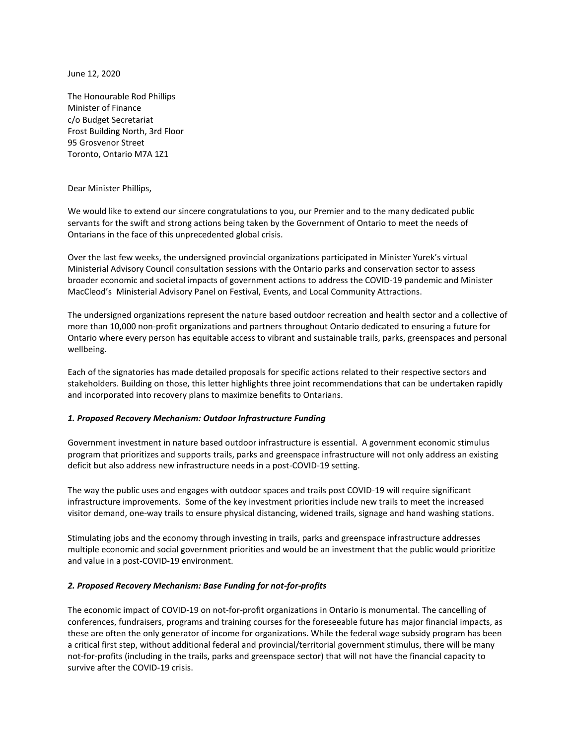June 12, 2020

The Honourable Rod Phillips
Minister of Finance
c/o Budget Secretariat
Frost Building North, 3rd Floor
95 Grosvenor Street
Toronto, Ontario M7A 1Z1

Dear Minister Phillips,

We would like to extend our sincere congratulations to you, our Premier and to the many dedicated public servants for the swift and strong actions being taken by the Government of Ontario to meet the needs of Ontarians in the face of this unprecedented global crisis.

Over the last few weeks, the undersigned provincial organizations participated in Minister Yurek's virtual Ministerial Advisory Council consultation sessions with the Ontario parks and conservation sector to assess broader economic and societal impacts of government actions to address the COVID-19 pandemic and Minister MacCleod's Ministerial Advisory Panel on Festival, Events, and Local Community Attractions.

The undersigned organizations represent the nature based outdoor recreation and health sector and a collective of more than 10,000 non-profit organizations and partners throughout Ontario dedicated to ensuring a future for Ontario where every person has equitable access to vibrant and sustainable trails, parks, greenspaces and personal wellbeing.

Each of the signatories has made detailed proposals for specific actions related to their respective sectors and stakeholders. Building on those, this letter highlights three joint recommendations that can be undertaken rapidly and incorporated into recovery plans to maximize benefits to Ontarians.

***1. Proposed Recovery Mechanism: Outdoor Infrastructure Funding***

Government investment in nature based outdoor infrastructure is essential. A government economic stimulus program that prioritizes and supports trails, parks and greenspace infrastructure will not only address an existing deficit but also address new infrastructure needs in a post-COVID-19 setting.

The way the public uses and engages with outdoor spaces and trails post COVID-19 will require significant infrastructure improvements. Some of the key investment priorities include new trails to meet the increased visitor demand, one-way trails to ensure physical distancing, widened trails, signage and hand washing stations.

Stimulating jobs and the economy through investing in trails, parks and greenspace infrastructure addresses multiple economic and social government priorities and would be an investment that the public would prioritize and value in a post-COVID-19 environment.

***2. Proposed Recovery Mechanism: Base Funding for not-for-profits***

The economic impact of COVID-19 on not-for-profit organizations in Ontario is monumental. The cancelling of conferences, fundraisers, programs and training courses for the foreseeable future has major financial impacts, as these are often the only generator of income for organizations. While the federal wage subsidy program has been a critical first step, without additional federal and provincial/territorial government stimulus, there will be many not-for-profits (including in the trails, parks and greenspace sector) that will not have the financial capacity to survive after the COVID-19 crisis.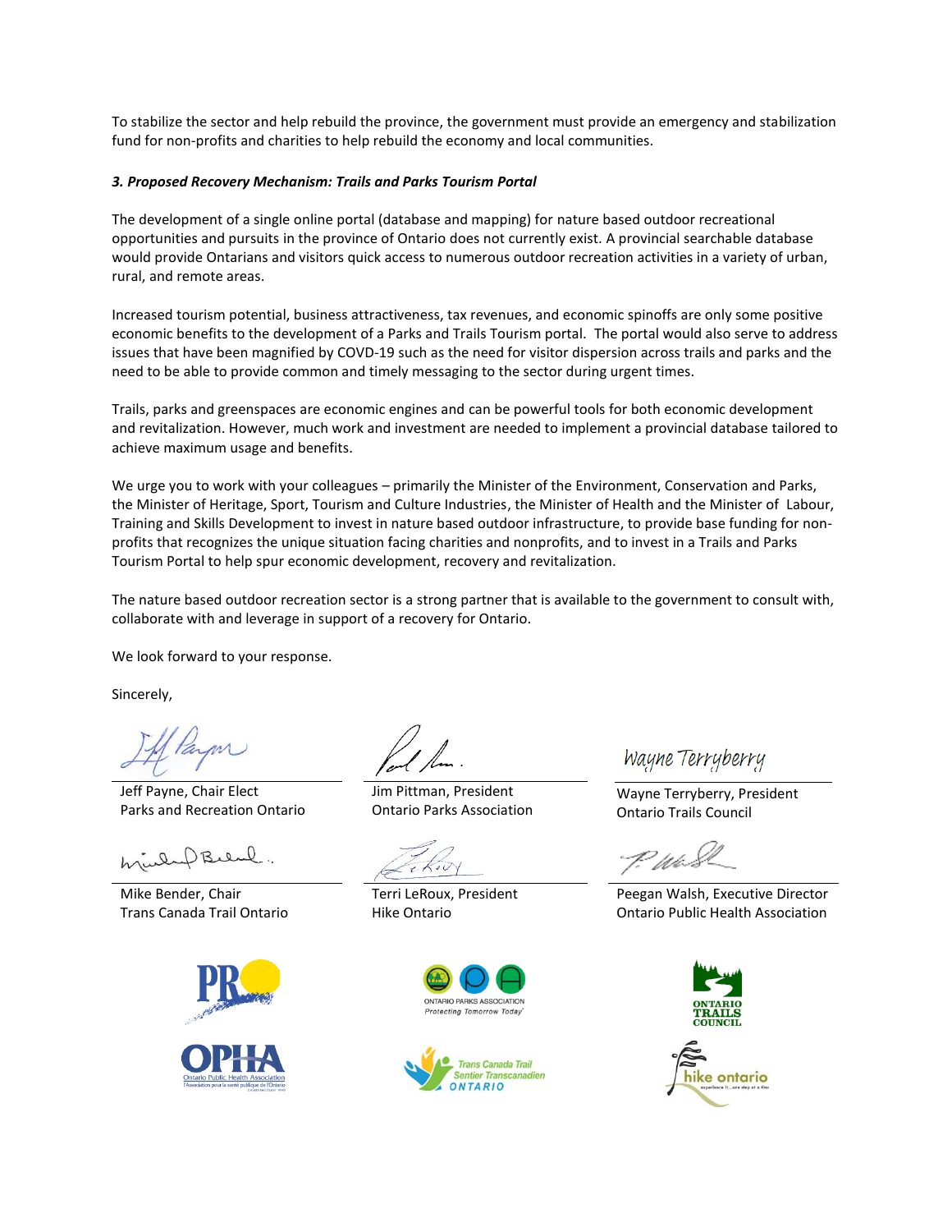To stabilize the sector and help rebuild the province, the government must provide an emergency and stabilization fund for non-profits and charities to help rebuild the economy and local communities.

***3. Proposed Recovery Mechanism: Trails and Parks Tourism Portal***

The development of a single online portal (database and mapping) for nature based outdoor recreational opportunities and pursuits in the province of Ontario does not currently exist. A provincial searchable database would provide Ontarians and visitors quick access to numerous outdoor recreation activities in a variety of urban, rural, and remote areas.

Increased tourism potential, business attractiveness, tax revenues, and economic spinoffs are only some positive economic benefits to the development of a Parks and Trails Tourism portal. The portal would also serve to address issues that have been magnified by COVD-19 such as the need for visitor dispersion across trails and parks and the need to be able to provide common and timely messaging to the sector during urgent times.

Trails, parks and greenspaces are economic engines and can be powerful tools for both economic development and revitalization. However, much work and investment are needed to implement a provincial database tailored to achieve maximum usage and benefits.

We urge you to work with your colleagues – primarily the Minister of the Environment, Conservation and Parks, the Minister of Heritage, Sport, Tourism and Culture Industries, the Minister of Health and the Minister of Labour, Training and Skills Development to invest in nature based outdoor infrastructure, to provide base funding for non-profits that recognizes the unique situation facing charities and nonprofits, and to invest in a Trails and Parks Tourism Portal to help spur economic development, recovery and revitalization.

The nature based outdoor recreation sector is a strong partner that is available to the government to consult with, collaborate with and leverage in support of a recovery for Ontario.

We look forward to your response.

Sincerely,

Jeff Payne, Chair Elect
Parks and Recreation Ontario

Jim Pittman, President
Ontario Parks Association

Wayne Terryberry, President
Ontario Trails Council

Mike Bender, Chair
Trans Canada Trail Ontario

Terri LeRoux, President
Hike Ontario

Peegan Walsh, Executive Director
Ontario Public Health Association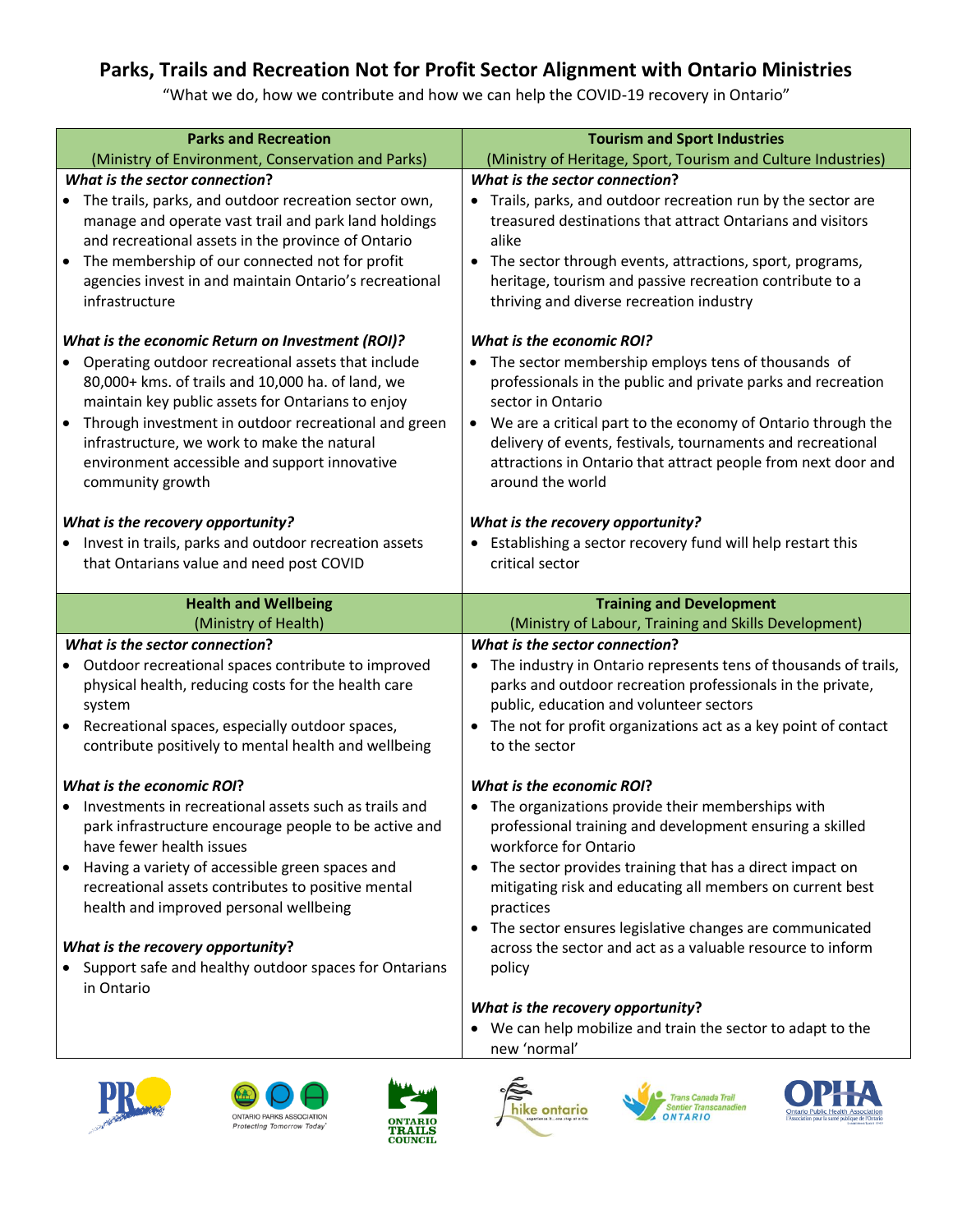# Parks, Trails and Recreation Not for Profit Sector Alignment with Ontario Ministries

"What we do, how we contribute and how we can help the COVID-19 recovery in Ontario"

## Parks and Recreation
(Ministry of Environment, Conservation and Parks)

***What is the sector connection?***

- The trails, parks, and outdoor recreation sector own, manage and operate vast trail and park land holdings and recreational assets in the province of Ontario
- The membership of our connected not for profit agencies invest in and maintain Ontario's recreational infrastructure

***What is the economic Return on Investment (ROI)?***

- Operating outdoor recreational assets that include 80,000+ kms. of trails and 10,000 ha. of land, we maintain key public assets for Ontarians to enjoy
- Through investment in outdoor recreational and green infrastructure, we work to make the natural environment accessible and support innovative community growth

***What is the recovery opportunity?***

- Invest in trails, parks and outdoor recreation assets that Ontarians value and need post COVID

## Tourism and Sport Industries
(Ministry of Heritage, Sport, Tourism and Culture Industries)

***What is the sector connection?***

- Trails, parks, and outdoor recreation run by the sector are treasured destinations that attract Ontarians and visitors alike
- The sector through events, attractions, sport, programs, heritage, tourism and passive recreation contribute to a thriving and diverse recreation industry

***What is the economic ROI?***

- The sector membership employs tens of thousands of professionals in the public and private parks and recreation sector in Ontario
- We are a critical part to the economy of Ontario through the delivery of events, festivals, tournaments and recreational attractions in Ontario that attract people from next door and around the world

***What is the recovery opportunity?***

- Establishing a sector recovery fund will help restart this critical sector

## Health and Wellbeing
(Ministry of Health)

***What is the sector connection?***

- Outdoor recreational spaces contribute to improved physical health, reducing costs for the health care system
- Recreational spaces, especially outdoor spaces, contribute positively to mental health and wellbeing

***What is the economic ROI?***

- Investments in recreational assets such as trails and park infrastructure encourage people to be active and have fewer health issues
- Having a variety of accessible green spaces and recreational assets contributes to positive mental health and improved personal wellbeing

***What is the recovery opportunity?***

- Support safe and healthy outdoor spaces for Ontarians in Ontario

## Training and Development
(Ministry of Labour, Training and Skills Development)

***What is the sector connection?***

- The industry in Ontario represents tens of thousands of trails, parks and outdoor recreation professionals in the private, public, education and volunteer sectors
- The not for profit organizations act as a key point of contact to the sector

***What is the economic ROI?***

- The organizations provide their memberships with professional training and development ensuring a skilled workforce for Ontario
- The sector provides training that has a direct impact on mitigating risk and educating all members on current best practices
- The sector ensures legislative changes are communicated across the sector and act as a valuable resource to inform policy

***What is the recovery opportunity?***

- We can help mobilize and train the sector to adapt to the new 'normal'

PRO | Ontario Parks Association – Protecting Tomorrow Today | Ontario Trails Council | hike ontario | Trans Canada Trail / Sentier Transcanadien Ontario | OPHA – Ontario Public Health Association / l'Association pour la santé publique de l'Ontario